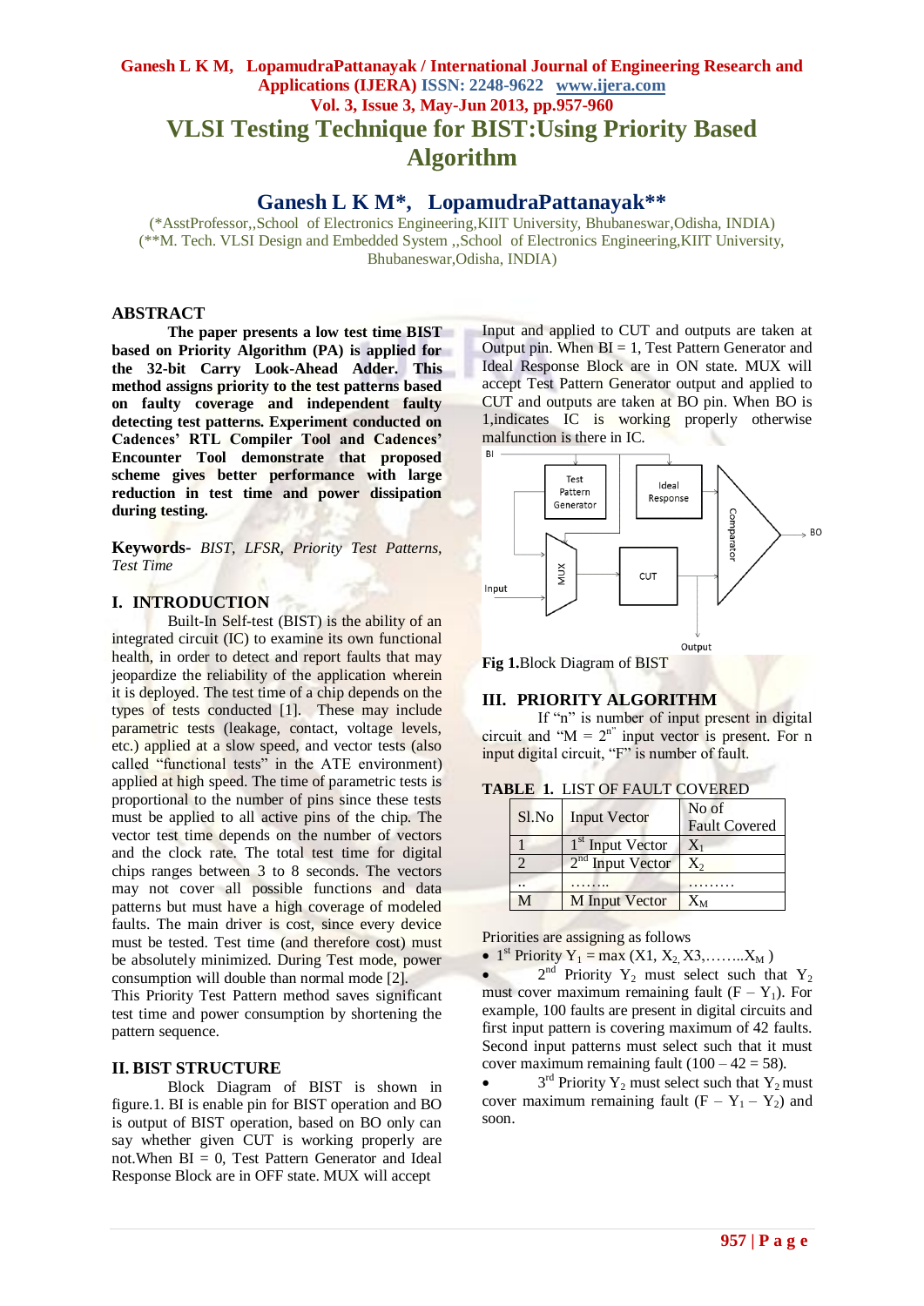# VLSI Testing Technique for BIST:Using Priority Based Algorithm

## Ganesh L K M*, LopamudraPattanayak**

(*AsstProfessor,,School of Electronics Engineering,KIIT University, Bhubaneswar,Odisha, INDIA)
(**M. Tech. VLSI Design and Embedded System ,,School of Electronics Engineering,KIIT University, Bhubaneswar,Odisha, INDIA)

## ABSTRACT

**The paper presents a low test time BIST based on Priority Algorithm (PA) is applied for the 32-bit Carry Look-Ahead Adder. This method assigns priority to the test patterns based on faulty coverage and independent faulty detecting test patterns. Experiment conducted on Cadences' RTL Compiler Tool and Cadences' Encounter Tool demonstrate that proposed scheme gives better performance with large reduction in test time and power dissipation during testing.**

**Keywords-** *BIST, LFSR, Priority Test Patterns, Test Time*

## I. INTRODUCTION

Built-In Self-test (BIST) is the ability of an integrated circuit (IC) to examine its own functional health, in order to detect and report faults that may jeopardize the reliability of the application wherein it is deployed. The test time of a chip depends on the types of tests conducted [1]. These may include parametric tests (leakage, contact, voltage levels, etc.) applied at a slow speed, and vector tests (also called "functional tests" in the ATE environment) applied at high speed. The time of parametric tests is proportional to the number of pins since these tests must be applied to all active pins of the chip. The vector test time depends on the number of vectors and the clock rate. The total test time for digital chips ranges between 3 to 8 seconds. The vectors may not cover all possible functions and data patterns but must have a high coverage of modeled faults. The main driver is cost, since every device must be tested. Test time (and therefore cost) must be absolutely minimized. During Test mode, power consumption will double than normal mode [2].
This Priority Test Pattern method saves significant test time and power consumption by shortening the pattern sequence.

## II. BIST STRUCTURE

Block Diagram of BIST is shown in figure.1. BI is enable pin for BIST operation and BO is output of BIST operation, based on BO only can say whether given CUT is working properly are not.When BI = 0, Test Pattern Generator and Ideal Response Block are in OFF state. MUX will accept Input and applied to CUT and outputs are taken at Output pin. When BI = 1, Test Pattern Generator and Ideal Response Block are in ON state. MUX will accept Test Pattern Generator output and applied to CUT and outputs are taken at BO pin. When BO is 1,indicates IC is working properly otherwise malfunction is there in IC.

**Fig 1.**Block Diagram of BIST

## III. PRIORITY ALGORITHM

If "n" is number of input present in digital circuit and "M = $2^{n}$" input vector is present. For n input digital circuit, "F" is number of fault.

**TABLE 1.** LIST OF FAULT COVERED

| Sl.No | Input Vector | No of Fault Covered |
|---|---|---|
| 1 | $1^{st}$ Input Vector | $X_1$ |
| 2 | $2^{nd}$ Input Vector | $X_2$ |
| .. | …….. | ……… |
| M | M Input Vector | $X_M$ |

Priorities are assigning as follows

- $1^{st}$ Priority $Y_1 = \max(X1, X_2, X3, \ldots\ldots X_M)$
- $2^{nd}$ Priority $Y_2$ must select such that $Y_2$ must cover maximum remaining fault $(F - Y_1)$. For example, 100 faults are present in digital circuits and first input pattern is covering maximum of 42 faults. Second input patterns must select such that it must cover maximum remaining fault $(100 - 42 = 58)$.
- $3^{rd}$ Priority $Y_2$ must select such that $Y_2$ must cover maximum remaining fault $(F - Y_1 - Y_2)$ and soon.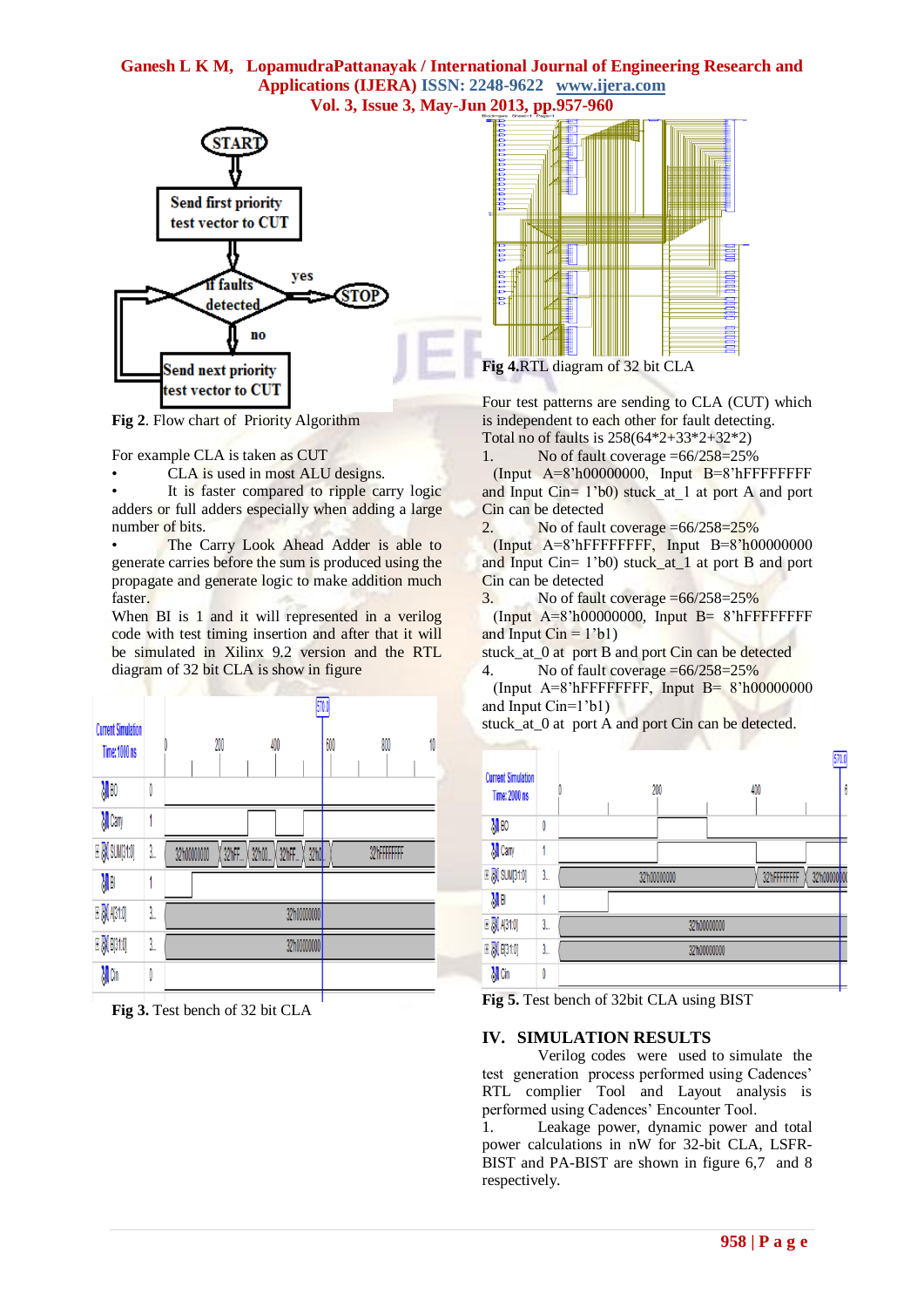**Fig 2**. Flow chart of Priority Algorithm

For example CLA is taken as CUT

- CLA is used in most ALU designs.
- It is faster compared to ripple carry logic adders or full adders especially when adding a large number of bits.
- The Carry Look Ahead Adder is able to generate carries before the sum is produced using the propagate and generate logic to make addition much faster.

When BI is 1 and it will represented in a verilog code with test timing insertion and after that it will be simulated in Xilinx 9.2 version and the RTL diagram of 32 bit CLA is show in figure

**Fig 3.** Test bench of 32 bit CLA

**Fig 4.**RTL diagram of 32 bit CLA

Four test patterns are sending to CLA (CUT) which is independent to each other for fault detecting.
Total no of faults is 258(64*2+33*2+32*2)

1. No of fault coverage =66/258=25%
   (Input A=8'h00000000, Input B=8'hFFFFFFFF and Input Cin= 1'b0) stuck_at_1 at port A and port Cin can be detected
2. No of fault coverage =66/258=25%
   (Input A=8'hFFFFFFFF, Input B=8'h00000000 and Input Cin= 1'b0) stuck_at_1 at port B and port Cin can be detected
3. No of fault coverage =66/258=25%
   (Input A=8'h00000000, Input B= 8'hFFFFFFFF and Input Cin = 1'b1)
   stuck_at_0 at port B and port Cin can be detected
4. No of fault coverage =66/258=25%
   (Input A=8'hFFFFFFFF, Input B= 8'h00000000 and Input Cin=1'b1)
   stuck_at_0 at port A and port Cin can be detected.

**Fig 5.** Test bench of 32bit CLA using BIST

## IV. SIMULATION RESULTS

Verilog codes were used to simulate the test generation process performed using Cadences' RTL complier Tool and Layout analysis is performed using Cadences' Encounter Tool.

1. Leakage power, dynamic power and total power calculations in nW for 32-bit CLA, LFSR-BIST and PA-BIST are shown in figure 6,7 and 8 respectively.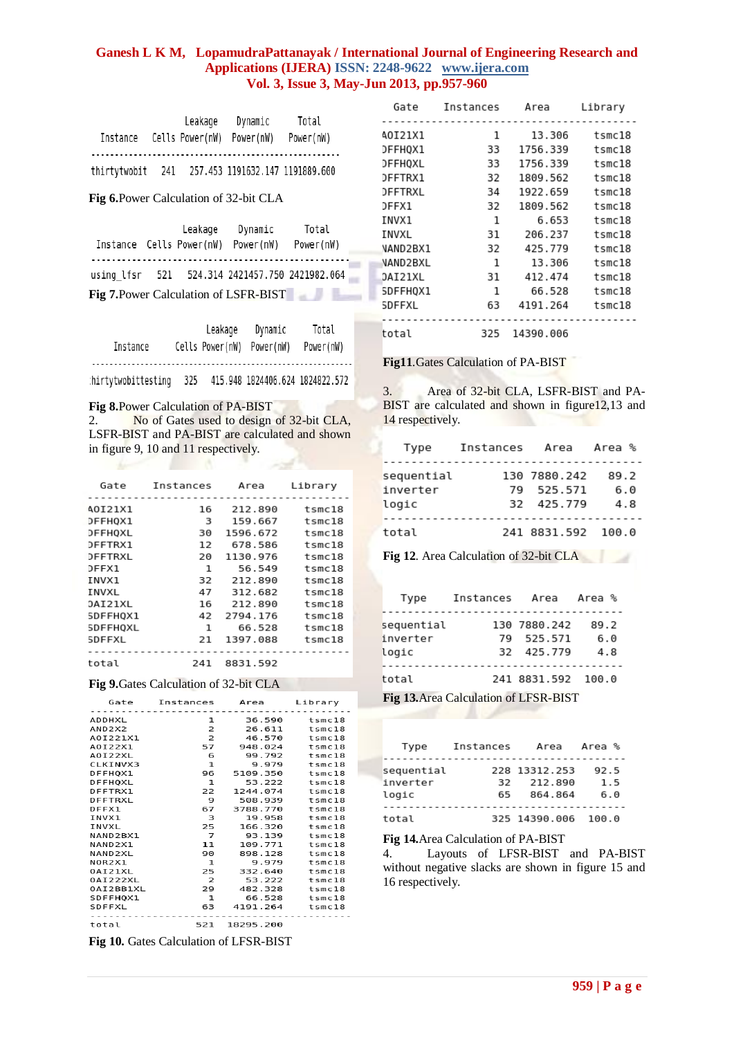| Instance | Cells | Leakage Power(nW) | Dynamic Power(nW) | Total Power(nW) |
|---|---|---|---|---|
| thirtytwobit | 241 | 257.453 | 1191632.147 | 1191889.600 |

**Fig 6.**Power Calculation of 32-bit CLA

| Instance | Cells | Leakage Power(nW) | Dynamic Power(nW) | Total Power(nW) |
|---|---|---|---|---|
| using_lfsr | 521 | 524.314 | 2421457.750 | 2421982.064 |

**Fig 7.**Power Calculation of LSFR-BIST

| Instance | Cells | Leakage Power(nW) | Dynamic Power(nW) | Total Power(nW) |
|---|---|---|---|---|
| thirtytwobittesting | 325 | 415.948 | 1824406.624 | 1824822.572 |

**Fig 8.**Power Calculation of PA-BIST

2. No of Gates used to design of 32-bit CLA, LSFR-BIST and PA-BIST are calculated and shown in figure 9, 10 and 11 respectively.

| Gate | Instances | Area | Library |
|---|---|---|---|
| AOI21X1 | 16 | 212.890 | tsmc18 |
| DFFHQX1 | 3 | 159.667 | tsmc18 |
| DFFHQXL | 30 | 1596.672 | tsmc18 |
| DFFTRX1 | 12 | 678.586 | tsmc18 |
| DFFTRXL | 20 | 1130.976 | tsmc18 |
| DFFX1 | 1 | 56.549 | tsmc18 |
| INVX1 | 32 | 212.890 | tsmc18 |
| INVXL | 47 | 312.682 | tsmc18 |
| OAI21XL | 16 | 212.890 | tsmc18 |
| SDFFHQX1 | 42 | 2794.176 | tsmc18 |
| SDFFHQXL | 1 | 66.528 | tsmc18 |
| SDFFXL | 21 | 1397.088 | tsmc18 |
| total | 241 | 8831.592 | |

**Fig 9.**Gates Calculation of 32-bit CLA

| Gate | Instances | Area | Library |
|---|---|---|---|
| ADDHXL | 1 | 36.590 | tsmc18 |
| AND2X2 | 2 | 26.611 | tsmc18 |
| AOI221X1 | 2 | 46.570 | tsmc18 |
| AOI22X1 | 57 | 948.024 | tsmc18 |
| AOI22XL | 6 | 99.792 | tsmc18 |
| CLKINVX3 | 1 | 9.979 | tsmc18 |
| DFFHQX1 | 96 | 5109.350 | tsmc18 |
| DFFHQXL | 1 | 53.222 | tsmc18 |
| DFFTRX1 | 22 | 1244.074 | tsmc18 |
| DFFTRXL | 9 | 508.939 | tsmc18 |
| DFFX1 | 67 | 3788.770 | tsmc18 |
| INVX1 | 3 | 19.958 | tsmc18 |
| INVXL | 25 | 166.320 | tsmc18 |
| NAND2BX1 | 7 | 93.139 | tsmc18 |
| NAND2X1 | 11 | 109.771 | tsmc18 |
| NAND2XL | 90 | 898.128 | tsmc18 |
| NOR2X1 | 1 | 9.979 | tsmc18 |
| OAI21XL | 25 | 332.640 | tsmc18 |
| OAI222XL | 2 | 53.222 | tsmc18 |
| OAI2BB1XL | 29 | 482.328 | tsmc18 |
| SDFFHQX1 | 1 | 66.528 | tsmc18 |
| SDFFXL | 63 | 4191.264 | tsmc18 |
| total | 521 | 18295.200 | |

**Fig 10.** Gates Calculation of LFSR-BIST

| Gate | Instances | Area | Library |
|---|---|---|---|
| AOI21X1 | 1 | 13.306 | tsmc18 |
| DFFHQX1 | 33 | 1756.339 | tsmc18 |
| DFFHQXL | 33 | 1756.339 | tsmc18 |
| DFFTRX1 | 32 | 1809.562 | tsmc18 |
| DFFTRXL | 34 | 1922.659 | tsmc18 |
| DFFX1 | 32 | 1809.562 | tsmc18 |
| INVX1 | 1 | 6.653 | tsmc18 |
| INVXL | 31 | 206.237 | tsmc18 |
| NAND2BX1 | 32 | 425.779 | tsmc18 |
| NAND2BXL | 1 | 13.306 | tsmc18 |
| OAI21XL | 31 | 412.474 | tsmc18 |
| SDFFHQX1 | 1 | 66.528 | tsmc18 |
| SDFFXL | 63 | 4191.264 | tsmc18 |
| total | 325 | 14390.006 | |

**Fig11**.Gates Calculation of PA-BIST

3. Area of 32-bit CLA, LSFR-BIST and PA-BIST are calculated and shown in figure12,13 and 14 respectively.

| Type | Instances | Area | Area % |
|---|---|---|---|
| sequential | 130 | 7880.242 | 89.2 |
| inverter | 79 | 525.571 | 6.0 |
| logic | 32 | 425.779 | 4.8 |
| total | 241 | 8831.592 | 100.0 |

**Fig 12**. Area Calculation of 32-bit CLA

| Type | Instances | Area | Area % |
|---|---|---|---|
| sequential | 130 | 7880.242 | 89.2 |
| inverter | 79 | 525.571 | 6.0 |
| logic | 32 | 425.779 | 4.8 |
| total | 241 | 8831.592 | 100.0 |

**Fig 13.**Area Calculation of LFSR-BIST

| Type | Instances | Area | Area % |
|---|---|---|---|
| sequential | 228 | 13312.253 | 92.5 |
| inverter | 32 | 212.890 | 1.5 |
| logic | 65 | 864.864 | 6.0 |
| total | 325 | 14390.006 | 100.0 |

**Fig 14.**Area Calculation of PA-BIST

4. Layouts of LFSR-BIST and PA-BIST without negative slacks are shown in figure 15 and 16 respectively.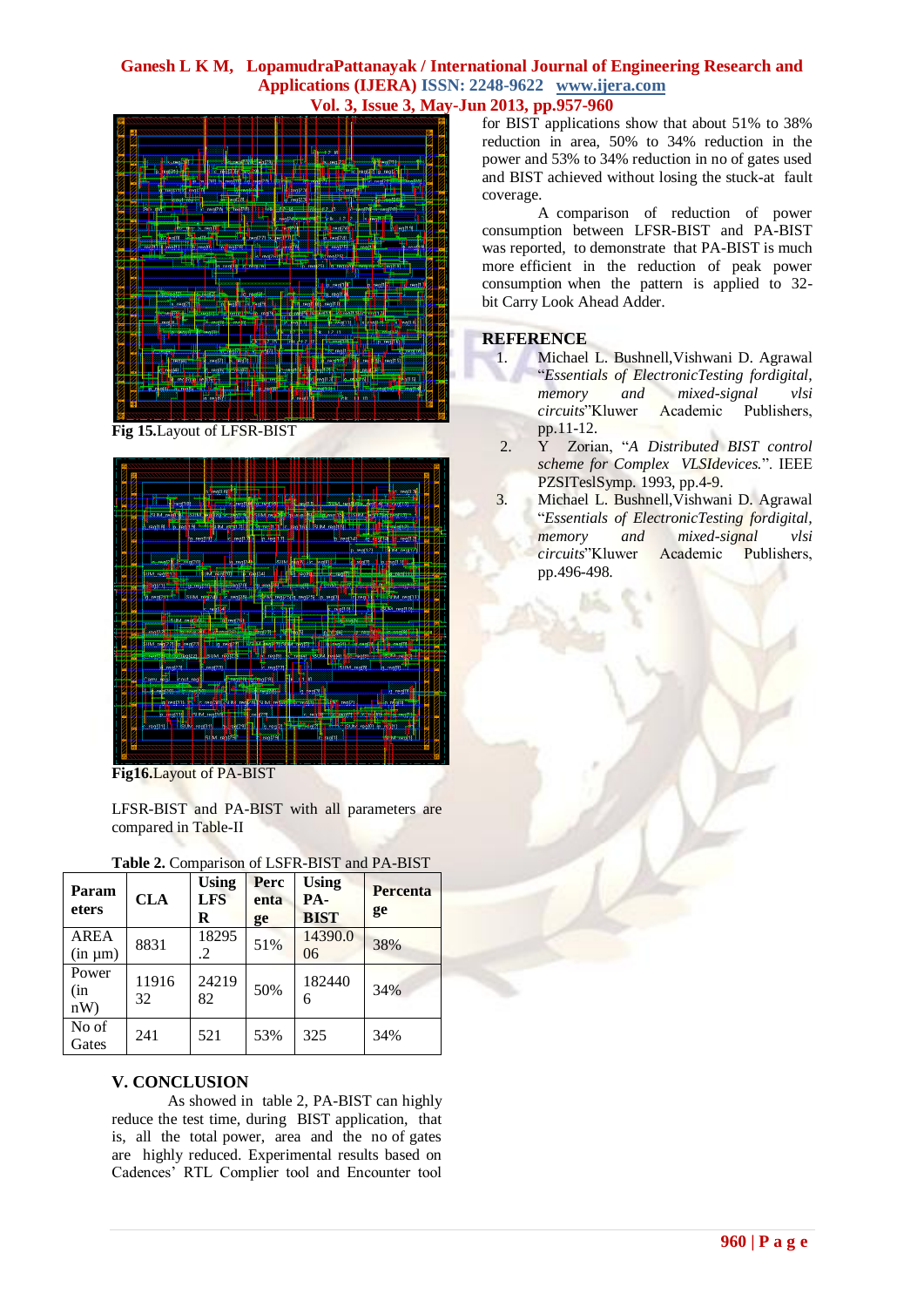Fig 15.Layout of LFSR-BIST

Fig16.Layout of PA-BIST

LFSR-BIST and PA-BIST with all parameters are compared in Table-II

**Table 2.** Comparison of LSFR-BIST and PA-BIST

| Parameters | CLA | Using LFSR | Percentage | Using PA-BIST | Percentage |
|---|---|---|---|---|---|
| AREA (in µm) | 8831 | 18295.2 | 51% | 14390.006 | 38% |
| Power (in nW) | 1191632 | 2421982 | 50% | 1824406 | 34% |
| No of Gates | 241 | 521 | 53% | 325 | 34% |

## V. CONCLUSION

As showed in table 2, PA-BIST can highly reduce the test time, during BIST application, that is, all the total power, area and the no of gates are highly reduced. Experimental results based on Cadences' RTL Complier tool and Encounter tool for BIST applications show that about 51% to 38% reduction in area, 50% to 34% reduction in the power and 53% to 34% reduction in no of gates used and BIST achieved without losing the stuck-at fault coverage.

A comparison of reduction of power consumption between LFSR-BIST and PA-BIST was reported, to demonstrate that PA-BIST is much more efficient in the reduction of peak power consumption when the pattern is applied to 32-bit Carry Look Ahead Adder.

## REFERENCE

1. Michael L. Bushnell,Vishwani D. Agrawal "*Essentials of ElectronicTesting fordigital, memory and mixed-signal vlsi circuits*"Kluwer Academic Publishers, pp.11-12.
2. Y Zorian, "*A Distributed BIST control scheme for Complex VLSIdevices.*". IEEE PZSITeslSymp. 1993, pp.4-9.
3. Michael L. Bushnell,Vishwani D. Agrawal "*Essentials of ElectronicTesting fordigital, memory and mixed-signal vlsi circuits*"Kluwer Academic Publishers, pp.496-498.